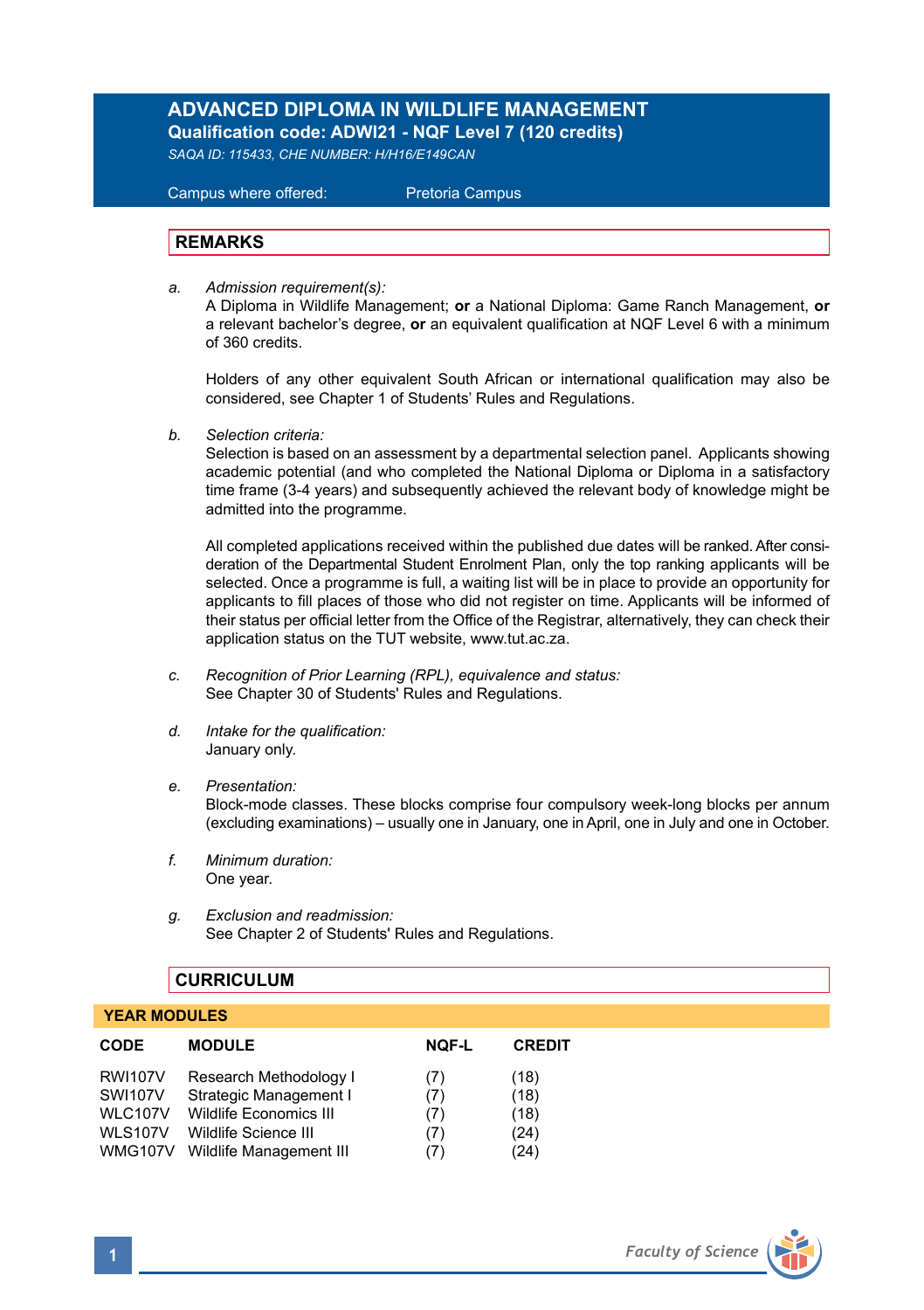# ADVANCED DIPLOMA IN WILDLIFE MANAGEMENT

**Qualification code: ADWI21 - NQF Level 7 (120 credits)**

*SAQA ID: 115433, CHE NUMBER: H/H16/E149CAN*

Campus where offered: Pretoria Campus

## REMARKS

a. *Admission requirement(s):*
A Diploma in Wildlife Management; **or** a National Diploma: Game Ranch Management, **or** a relevant bachelor's degree, **or** an equivalent qualification at NQF Level 6 with a minimum of 360 credits.

Holders of any other equivalent South African or international qualification may also be considered, see Chapter 1 of Students' Rules and Regulations.

b. *Selection criteria:*
Selection is based on an assessment by a departmental selection panel. Applicants showing academic potential (and who completed the National Diploma or Diploma in a satisfactory time frame (3-4 years) and subsequently achieved the relevant body of knowledge might be admitted into the programme.

All completed applications received within the published due dates will be ranked. After consideration of the Departmental Student Enrolment Plan, only the top ranking applicants will be selected. Once a programme is full, a waiting list will be in place to provide an opportunity for applicants to fill places of those who did not register on time. Applicants will be informed of their status per official letter from the Office of the Registrar, alternatively, they can check their application status on the TUT website, www.tut.ac.za.

c. *Recognition of Prior Learning (RPL), equivalence and status:*
See Chapter 30 of Students' Rules and Regulations.

d. *Intake for the qualification:*
January only.

e. *Presentation:*
Block-mode classes. These blocks comprise four compulsory week-long blocks per annum (excluding examinations) – usually one in January, one in April, one in July and one in October.

f. *Minimum duration:*
One year.

g. *Exclusion and readmission:*
See Chapter 2 of Students' Rules and Regulations.

## CURRICULUM

### YEAR MODULES

| CODE | MODULE | NQF-L | CREDIT |
|---|---|---|---|
| RWI107V | Research Methodology I | (7) | (18) |
| SWI107V | Strategic Management I | (7) | (18) |
| WLC107V | Wildlife Economics III | (7) | (18) |
| WLS107V | Wildlife Science III | (7) | (24) |
| WMG107V | Wildlife Management III | (7) | (24) |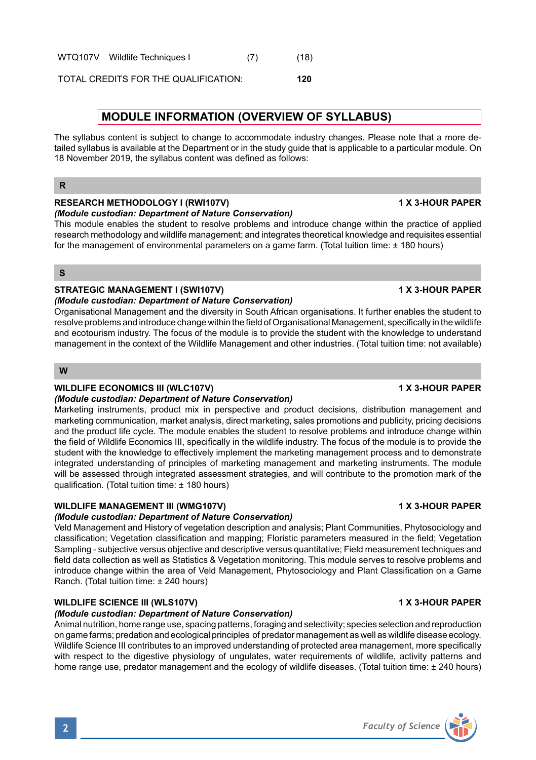| | | | |
|---|---|---|---|
| WTQ107V | Wildlife Techniques I | (7) | (18) |

TOTAL CREDITS FOR THE QUALIFICATION: **120**

## MODULE INFORMATION (OVERVIEW OF SYLLABUS)

The syllabus content is subject to change to accommodate industry changes. Please note that a more detailed syllabus is available at the Department or in the study guide that is applicable to a particular module. On 18 November 2019, the syllabus content was defined as follows:

### R

**RESEARCH METHODOLOGY I (RWI107V)** **1 X 3-HOUR PAPER**
***(Module custodian: Department of Nature Conservation)***
This module enables the student to resolve problems and introduce change within the practice of applied research methodology and wildlife management; and integrates theoretical knowledge and requisites essential for the management of environmental parameters on a game farm. (Total tuition time: ± 180 hours)

### S

**STRATEGIC MANAGEMENT I (SWI107V)** **1 X 3-HOUR PAPER**
***(Module custodian: Department of Nature Conservation)***
Organisational Management and the diversity in South African organisations. It further enables the student to resolve problems and introduce change within the field of Organisational Management, specifically in the wildlife and ecotourism industry. The focus of the module is to provide the student with the knowledge to understand management in the context of the Wildlife Management and other industries. (Total tuition time: not available)

### W

**WILDLIFE ECONOMICS III (WLC107V)** **1 X 3-HOUR PAPER**
***(Module custodian: Department of Nature Conservation)***
Marketing instruments, product mix in perspective and product decisions, distribution management and marketing communication, market analysis, direct marketing, sales promotions and publicity, pricing decisions and the product life cycle. The module enables the student to resolve problems and introduce change within the field of Wildlife Economics III, specifically in the wildlife industry. The focus of the module is to provide the student with the knowledge to effectively implement the marketing management process and to demonstrate integrated understanding of principles of marketing management and marketing instruments. The module will be assessed through integrated assessment strategies, and will contribute to the promotion mark of the qualification. (Total tuition time: ± 180 hours)

**WILDLIFE MANAGEMENT III (WMG107V)** **1 X 3-HOUR PAPER**
***(Module custodian: Department of Nature Conservation)***
Veld Management and History of vegetation description and analysis; Plant Communities, Phytosociology and classification; Vegetation classification and mapping; Floristic parameters measured in the field; Vegetation Sampling - subjective versus objective and descriptive versus quantitative; Field measurement techniques and field data collection as well as Statistics & Vegetation monitoring. This module serves to resolve problems and introduce change within the area of Veld Management, Phytosociology and Plant Classification on a Game Ranch. (Total tuition time: ± 240 hours)

**WILDLIFE SCIENCE III (WLS107V)** **1 X 3-HOUR PAPER**
***(Module custodian: Department of Nature Conservation)***
Animal nutrition, home range use, spacing patterns, foraging and selectivity; species selection and reproduction on game farms; predation and ecological principles of predator management as well as wildlife disease ecology. Wildlife Science III contributes to an improved understanding of protected area management, more specifically with respect to the digestive physiology of ungulates, water requirements of wildlife, activity patterns and home range use, predator management and the ecology of wildlife diseases. (Total tuition time: ± 240 hours)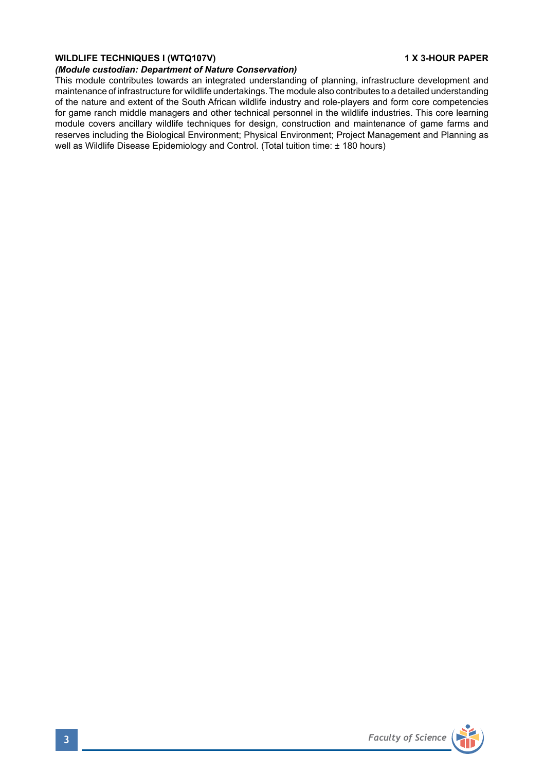**WILDLIFE TECHNIQUES I (WTQ107V) 1 X 3-HOUR PAPER**

***(Module custodian: Department of Nature Conservation)***

This module contributes towards an integrated understanding of planning, infrastructure development and maintenance of infrastructure for wildlife undertakings. The module also contributes to a detailed understanding of the nature and extent of the South African wildlife industry and role-players and form core competencies for game ranch middle managers and other technical personnel in the wildlife industries. This core learning module covers ancillary wildlife techniques for design, construction and maintenance of game farms and reserves including the Biological Environment; Physical Environment; Project Management and Planning as well as Wildlife Disease Epidemiology and Control. (Total tuition time: ± 180 hours)